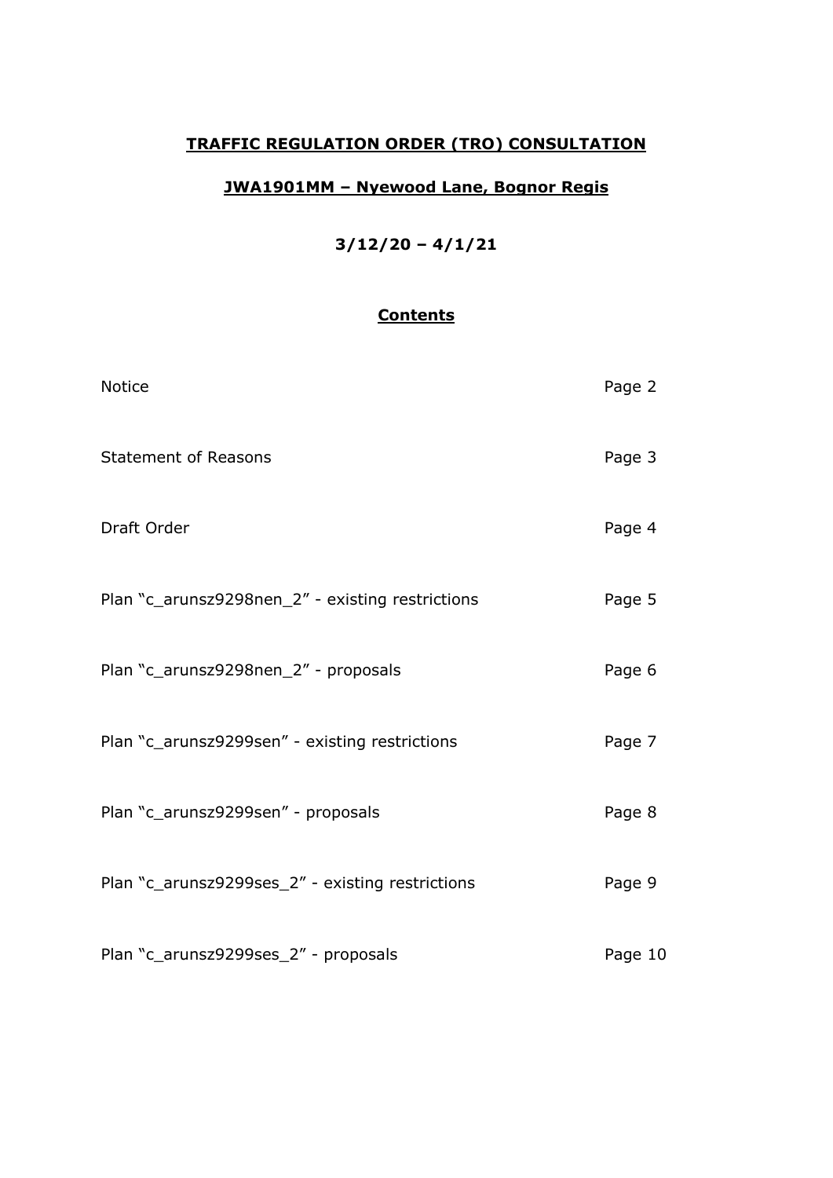# **TRAFFIC REGULATION ORDER (TRO) CONSULTATION**

## **JWA1901MM – Nyewood Lane, Bognor Regis**

### **3/12/20 – 4/1/21**

### **Contents**

| | |
|---|---|
| Notice | Page 2 |
| Statement of Reasons | Page 3 |
| Draft Order | Page 4 |
| Plan "c_arunsz9298nen_2" - existing restrictions | Page 5 |
| Plan "c_arunsz9298nen_2" - proposals | Page 6 |
| Plan "c_arunsz9299sen" - existing restrictions | Page 7 |
| Plan "c_arunsz9299sen" - proposals | Page 8 |
| Plan "c_arunsz9299ses_2" - existing restrictions | Page 9 |
| Plan "c_arunsz9299ses_2" - proposals | Page 10 |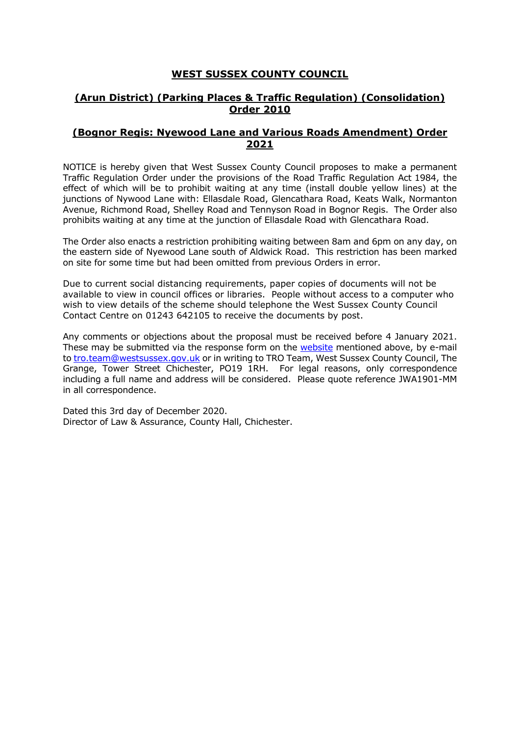## WEST SUSSEX COUNTY COUNCIL

## (Arun District) (Parking Places & Traffic Regulation) (Consolidation) Order 2010

## (Bognor Regis: Nyewood Lane and Various Roads Amendment) Order 2021

NOTICE is hereby given that West Sussex County Council proposes to make a permanent Traffic Regulation Order under the provisions of the Road Traffic Regulation Act 1984, the effect of which will be to prohibit waiting at any time (install double yellow lines) at the junctions of Nywood Lane with: Ellasdale Road, Glencathara Road, Keats Walk, Normanton Avenue, Richmond Road, Shelley Road and Tennyson Road in Bognor Regis. The Order also prohibits waiting at any time at the junction of Ellasdale Road with Glencathara Road.

The Order also enacts a restriction prohibiting waiting between 8am and 6pm on any day, on the eastern side of Nyewood Lane south of Aldwick Road. This restriction has been marked on site for some time but had been omitted from previous Orders in error.

Due to current social distancing requirements, paper copies of documents will not be available to view in council offices or libraries. People without access to a computer who wish to view details of the scheme should telephone the West Sussex County Council Contact Centre on 01243 642105 to receive the documents by post.

Any comments or objections about the proposal must be received before 4 January 2021. These may be submitted via the response form on the website mentioned above, by e-mail to tro.team@westsussex.gov.uk or in writing to TRO Team, West Sussex County Council, The Grange, Tower Street Chichester, PO19 1RH. For legal reasons, only correspondence including a full name and address will be considered. Please quote reference JWA1901-MM in all correspondence.

Dated this 3rd day of December 2020.
Director of Law & Assurance, County Hall, Chichester.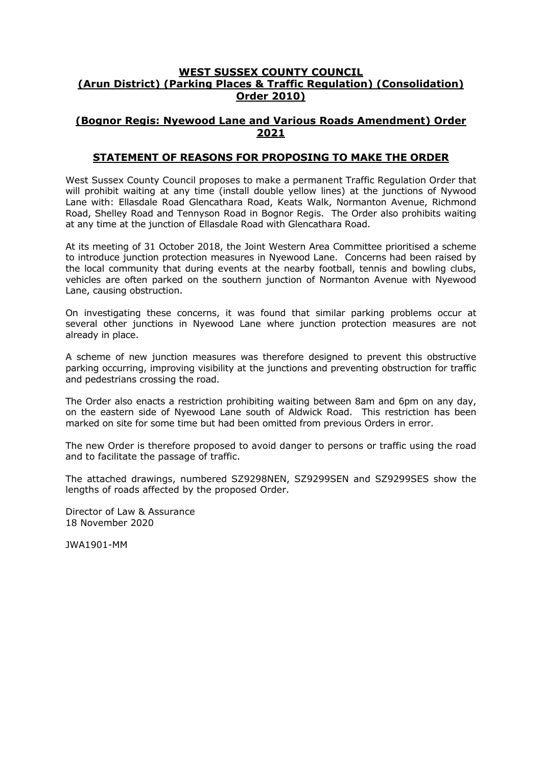**WEST SUSSEX COUNTY COUNCIL**
**(Arun District) (Parking Places & Traffic Regulation) (Consolidation) Order 2010)**

**(Bognor Regis: Nyewood Lane and Various Roads Amendment) Order 2021**

## STATEMENT OF REASONS FOR PROPOSING TO MAKE THE ORDER

West Sussex County Council proposes to make a permanent Traffic Regulation Order that will prohibit waiting at any time (install double yellow lines) at the junctions of Nywood Lane with: Ellasdale Road Glencathara Road, Keats Walk, Normanton Avenue, Richmond Road, Shelley Road and Tennyson Road in Bognor Regis. The Order also prohibits waiting at any time at the junction of Ellasdale Road with Glencathara Road.

At its meeting of 31 October 2018, the Joint Western Area Committee prioritised a scheme to introduce junction protection measures in Nyewood Lane. Concerns had been raised by the local community that during events at the nearby football, tennis and bowling clubs, vehicles are often parked on the southern junction of Normanton Avenue with Nyewood Lane, causing obstruction.

On investigating these concerns, it was found that similar parking problems occur at several other junctions in Nyewood Lane where junction protection measures are not already in place.

A scheme of new junction measures was therefore designed to prevent this obstructive parking occurring, improving visibility at the junctions and preventing obstruction for traffic and pedestrians crossing the road.

The Order also enacts a restriction prohibiting waiting between 8am and 6pm on any day, on the eastern side of Nyewood Lane south of Aldwick Road. This restriction has been marked on site for some time but had been omitted from previous Orders in error.

The new Order is therefore proposed to avoid danger to persons or traffic using the road and to facilitate the passage of traffic.

The attached drawings, numbered SZ9298NEN, SZ9299SEN and SZ9299SES show the lengths of roads affected by the proposed Order.

Director of Law & Assurance
18 November 2020

JWA1901-MM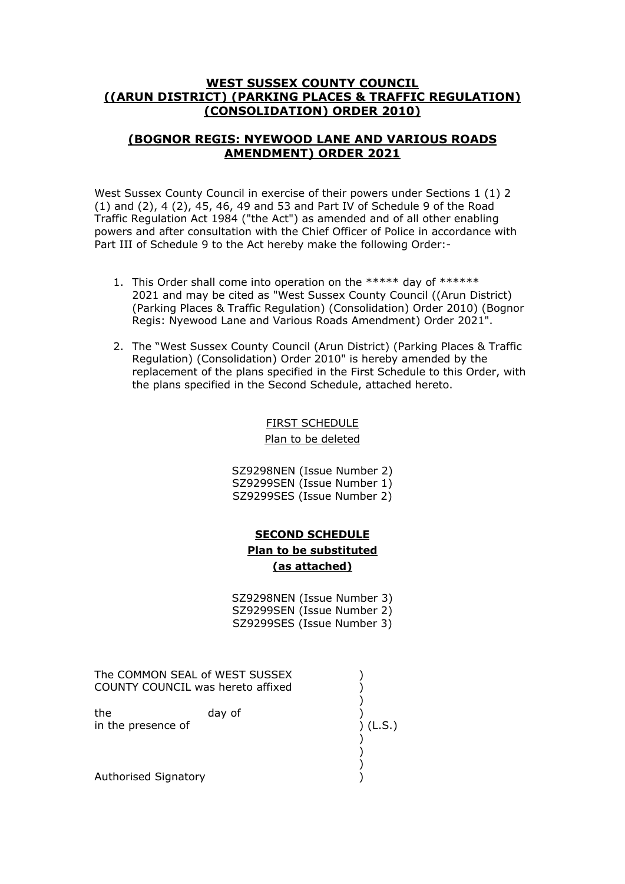**WEST SUSSEX COUNTY COUNCIL**
**((ARUN DISTRICT) (PARKING PLACES & TRAFFIC REGULATION) (CONSOLIDATION) ORDER 2010)**

**(BOGNOR REGIS: NYEWOOD LANE AND VARIOUS ROADS AMENDMENT) ORDER 2021**

West Sussex County Council in exercise of their powers under Sections 1 (1) 2 (1) and (2), 4 (2), 45, 46, 49 and 53 and Part IV of Schedule 9 of the Road Traffic Regulation Act 1984 ("the Act") as amended and of all other enabling powers and after consultation with the Chief Officer of Police in accordance with Part III of Schedule 9 to the Act hereby make the following Order:-

1. This Order shall come into operation on the ***** day of ****** 2021 and may be cited as "West Sussex County Council ((Arun District) (Parking Places & Traffic Regulation) (Consolidation) Order 2010) (Bognor Regis: Nyewood Lane and Various Roads Amendment) Order 2021".

2. The "West Sussex County Council (Arun District) (Parking Places & Traffic Regulation) (Consolidation) Order 2010" is hereby amended by the replacement of the plans specified in the First Schedule to this Order, with the plans specified in the Second Schedule, attached hereto.

FIRST SCHEDULE
Plan to be deleted

SZ9298NEN (Issue Number 2)
SZ9299SEN (Issue Number 1)
SZ9299SES (Issue Number 2)

**SECOND SCHEDULE**
**Plan to be substituted**
**(as attached)**

SZ9298NEN (Issue Number 3)
SZ9299SEN (Issue Number 2)
SZ9299SES (Issue Number 3)

The COMMON SEAL of WEST SUSSEX COUNTY COUNCIL was hereto affixed )

the day of )
in the presence of ) (L.S.)

Authorised Signatory )